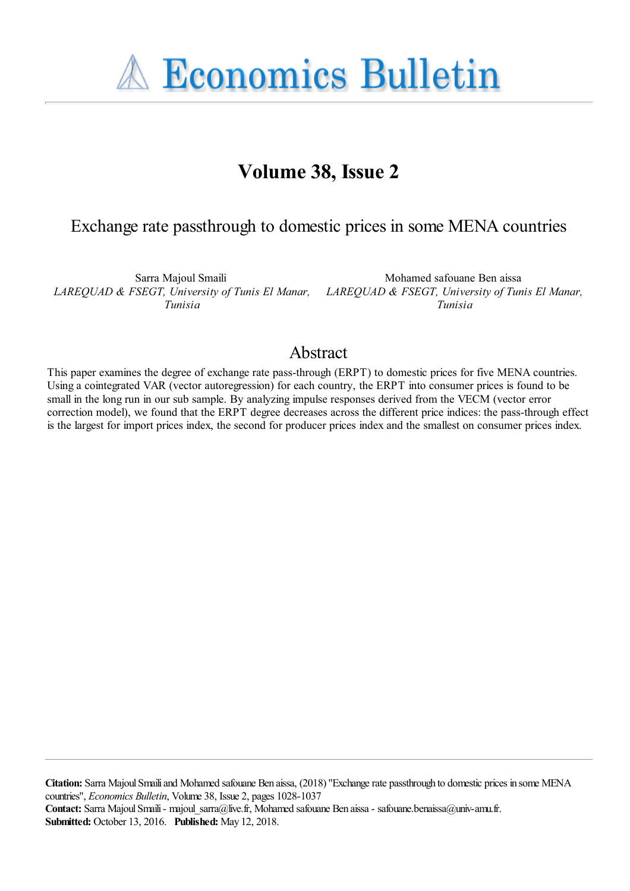# Economics Bulletin

## Volume 38, Issue 2

### Exchange rate passthrough to domestic prices in some MENA countries

Sarra Majoul Smaili
*LAREQUAD & FSEGT, University of Tunis El Manar, Tunisia*

Mohamed safouane Ben aissa
*LAREQUAD & FSEGT, University of Tunis El Manar, Tunisia*

## Abstract

This paper examines the degree of exchange rate pass-through (ERPT) to domestic prices for five MENA countries. Using a cointegrated VAR (vector autoregression) for each country, the ERPT into consumer prices is found to be small in the long run in our sub sample. By analyzing impulse responses derived from the VECM (vector error correction model), we found that the ERPT degree decreases across the different price indices: the pass-through effect is the largest for import prices index, the second for producer prices index and the smallest on consumer prices index.

**Citation:** Sarra Majoul Smaili and Mohamed safouane Ben aissa, (2018) "Exchange rate passthrough to domestic prices in some MENA countries", *Economics Bulletin*, Volume 38, Issue 2, pages 1028-1037
**Contact:** Sarra Majoul Smaili - majoul_sarra@live.fr, Mohamed safouane Ben aissa - safouane.benaissa@univ-amu.fr.
**Submitted:** October 13, 2016. **Published:** May 12, 2018.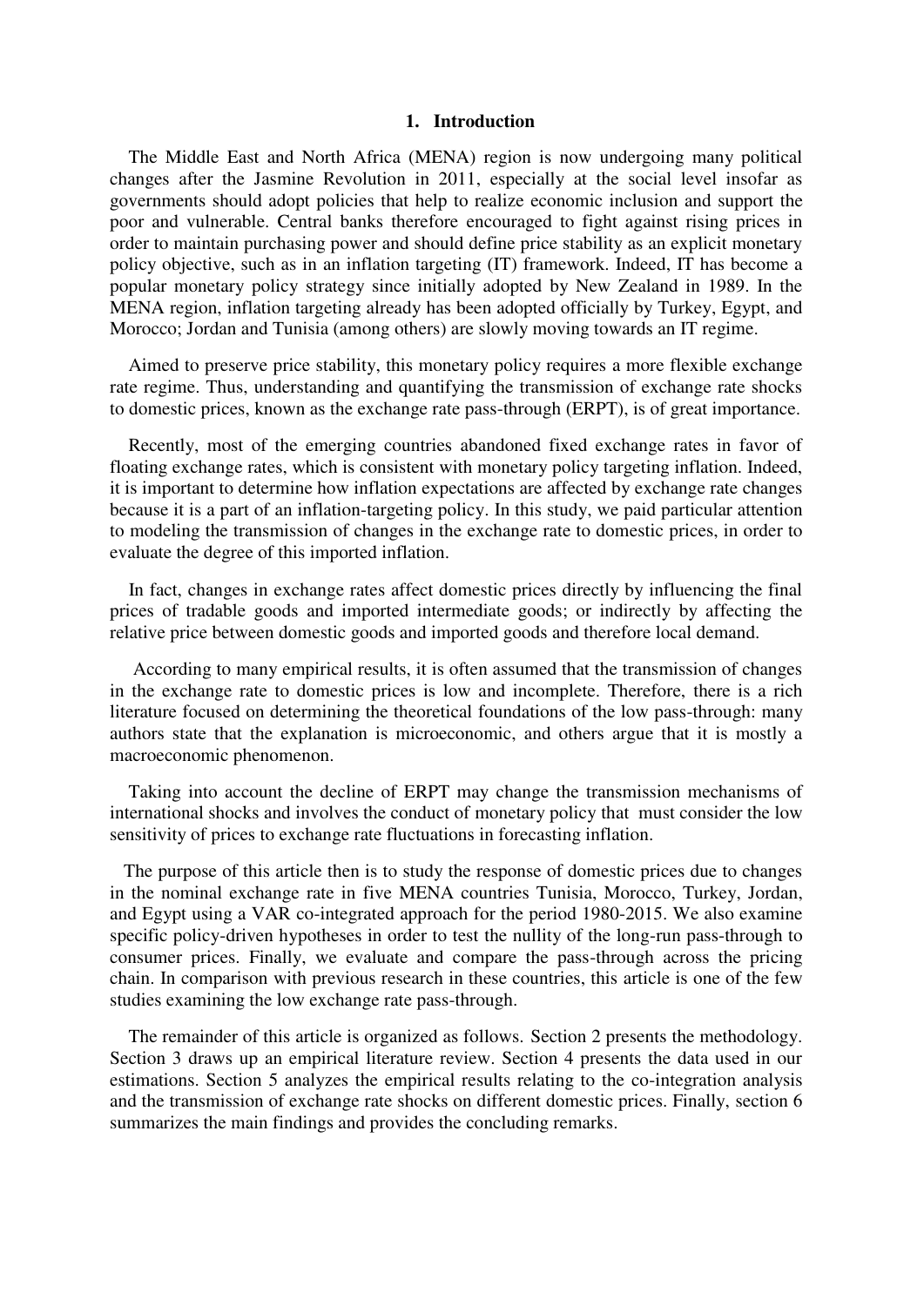## 1. Introduction

The Middle East and North Africa (MENA) region is now undergoing many political changes after the Jasmine Revolution in 2011, especially at the social level insofar as governments should adopt policies that help to realize economic inclusion and support the poor and vulnerable. Central banks therefore encouraged to fight against rising prices in order to maintain purchasing power and should define price stability as an explicit monetary policy objective, such as in an inflation targeting (IT) framework. Indeed, IT has become a popular monetary policy strategy since initially adopted by New Zealand in 1989. In the MENA region, inflation targeting already has been adopted officially by Turkey, Egypt, and Morocco; Jordan and Tunisia (among others) are slowly moving towards an IT regime.

Aimed to preserve price stability, this monetary policy requires a more flexible exchange rate regime. Thus, understanding and quantifying the transmission of exchange rate shocks to domestic prices, known as the exchange rate pass-through (ERPT), is of great importance.

Recently, most of the emerging countries abandoned fixed exchange rates in favor of floating exchange rates, which is consistent with monetary policy targeting inflation. Indeed, it is important to determine how inflation expectations are affected by exchange rate changes because it is a part of an inflation-targeting policy. In this study, we paid particular attention to modeling the transmission of changes in the exchange rate to domestic prices, in order to evaluate the degree of this imported inflation.

In fact, changes in exchange rates affect domestic prices directly by influencing the final prices of tradable goods and imported intermediate goods; or indirectly by affecting the relative price between domestic goods and imported goods and therefore local demand.

According to many empirical results, it is often assumed that the transmission of changes in the exchange rate to domestic prices is low and incomplete. Therefore, there is a rich literature focused on determining the theoretical foundations of the low pass-through: many authors state that the explanation is microeconomic, and others argue that it is mostly a macroeconomic phenomenon.

Taking into account the decline of ERPT may change the transmission mechanisms of international shocks and involves the conduct of monetary policy that must consider the low sensitivity of prices to exchange rate fluctuations in forecasting inflation.

The purpose of this article then is to study the response of domestic prices due to changes in the nominal exchange rate in five MENA countries Tunisia, Morocco, Turkey, Jordan, and Egypt using a VAR co-integrated approach for the period 1980-2015. We also examine specific policy-driven hypotheses in order to test the nullity of the long-run pass-through to consumer prices. Finally, we evaluate and compare the pass-through across the pricing chain. In comparison with previous research in these countries, this article is one of the few studies examining the low exchange rate pass-through.

The remainder of this article is organized as follows. Section 2 presents the methodology. Section 3 draws up an empirical literature review. Section 4 presents the data used in our estimations. Section 5 analyzes the empirical results relating to the co-integration analysis and the transmission of exchange rate shocks on different domestic prices. Finally, section 6 summarizes the main findings and provides the concluding remarks.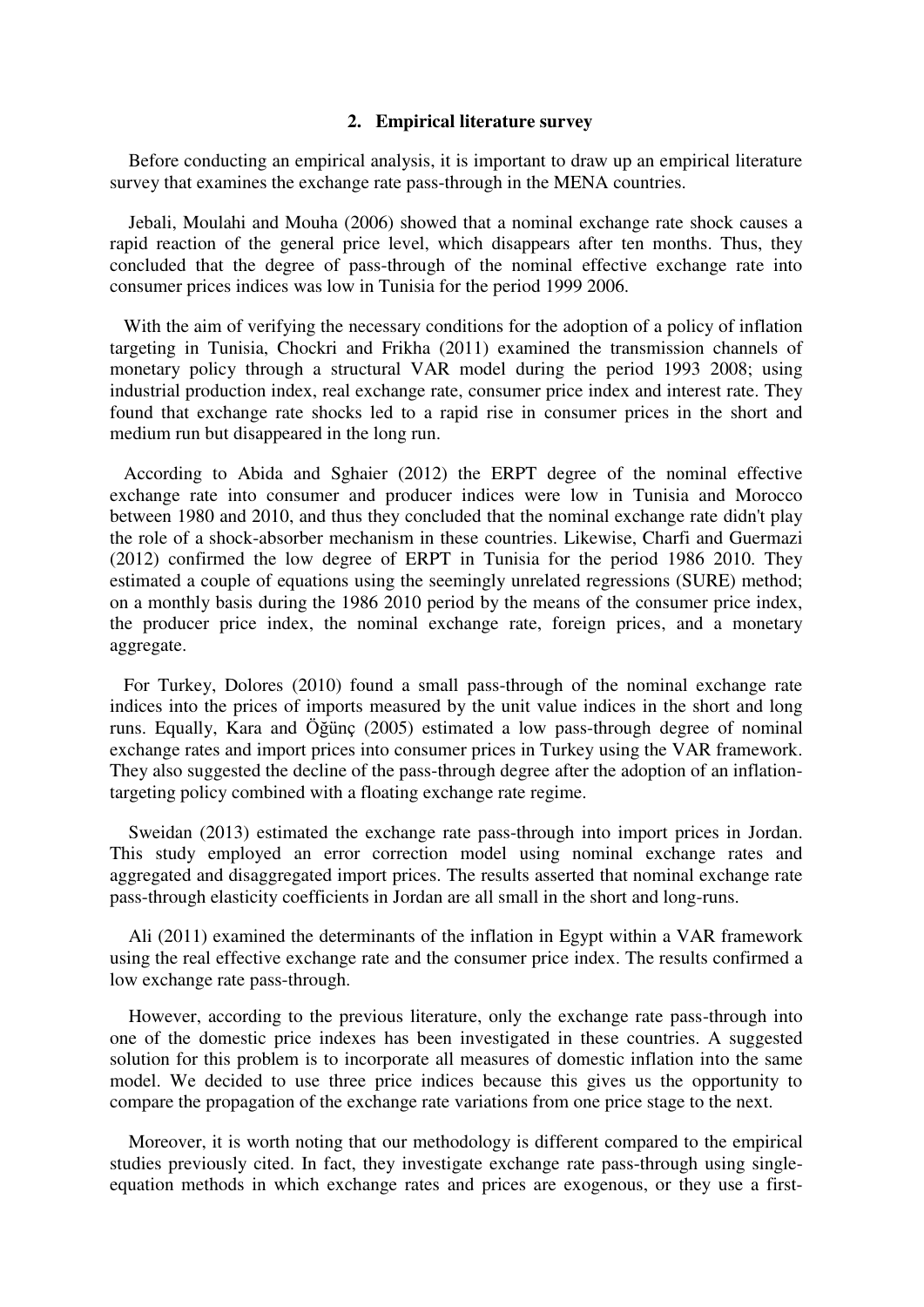## 2. Empirical literature survey

Before conducting an empirical analysis, it is important to draw up an empirical literature survey that examines the exchange rate pass-through in the MENA countries.

Jebali, Moulahi and Mouha (2006) showed that a nominal exchange rate shock causes a rapid reaction of the general price level, which disappears after ten months. Thus, they concluded that the degree of pass-through of the nominal effective exchange rate into consumer prices indices was low in Tunisia for the period 1999 2006.

With the aim of verifying the necessary conditions for the adoption of a policy of inflation targeting in Tunisia, Chockri and Frikha (2011) examined the transmission channels of monetary policy through a structural VAR model during the period 1993 2008; using industrial production index, real exchange rate, consumer price index and interest rate. They found that exchange rate shocks led to a rapid rise in consumer prices in the short and medium run but disappeared in the long run.

According to Abida and Sghaier (2012) the ERPT degree of the nominal effective exchange rate into consumer and producer indices were low in Tunisia and Morocco between 1980 and 2010, and thus they concluded that the nominal exchange rate didn't play the role of a shock-absorber mechanism in these countries. Likewise, Charfi and Guermazi (2012) confirmed the low degree of ERPT in Tunisia for the period 1986 2010. They estimated a couple of equations using the seemingly unrelated regressions (SURE) method; on a monthly basis during the 1986 2010 period by the means of the consumer price index, the producer price index, the nominal exchange rate, foreign prices, and a monetary aggregate.

For Turkey, Dolores (2010) found a small pass-through of the nominal exchange rate indices into the prices of imports measured by the unit value indices in the short and long runs. Equally, Kara and Öğünç (2005) estimated a low pass-through degree of nominal exchange rates and import prices into consumer prices in Turkey using the VAR framework. They also suggested the decline of the pass-through degree after the adoption of an inflation-targeting policy combined with a floating exchange rate regime.

Sweidan (2013) estimated the exchange rate pass-through into import prices in Jordan. This study employed an error correction model using nominal exchange rates and aggregated and disaggregated import prices. The results asserted that nominal exchange rate pass-through elasticity coefficients in Jordan are all small in the short and long-runs.

Ali (2011) examined the determinants of the inflation in Egypt within a VAR framework using the real effective exchange rate and the consumer price index. The results confirmed a low exchange rate pass-through.

However, according to the previous literature, only the exchange rate pass-through into one of the domestic price indexes has been investigated in these countries. A suggested solution for this problem is to incorporate all measures of domestic inflation into the same model. We decided to use three price indices because this gives us the opportunity to compare the propagation of the exchange rate variations from one price stage to the next.

Moreover, it is worth noting that our methodology is different compared to the empirical studies previously cited. In fact, they investigate exchange rate pass-through using single-equation methods in which exchange rates and prices are exogenous, or they use a first-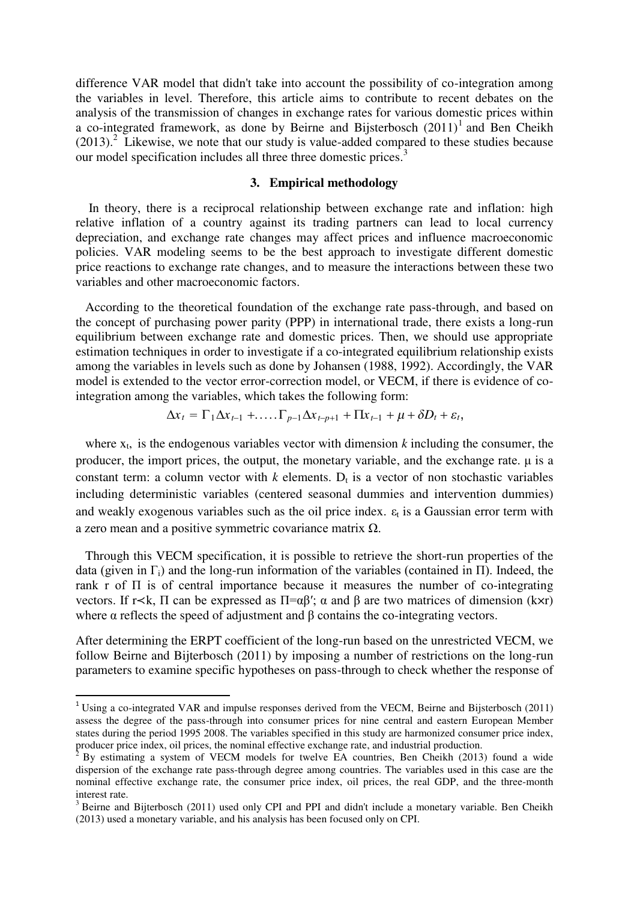difference VAR model that didn't take into account the possibility of co-integration among the variables in level. Therefore, this article aims to contribute to recent debates on the analysis of the transmission of changes in exchange rates for various domestic prices within a co-integrated framework, as done by Beirne and Bijsterbosch (2011)[1] and Ben Cheikh (2013).[2] Likewise, we note that our study is value-added compared to these studies because our model specification includes all three three domestic prices.[3]

## 3. Empirical methodology

In theory, there is a reciprocal relationship between exchange rate and inflation: high relative inflation of a country against its trading partners can lead to local currency depreciation, and exchange rate changes may affect prices and influence macroeconomic policies. VAR modeling seems to be the best approach to investigate different domestic price reactions to exchange rate changes, and to measure the interactions between these two variables and other macroeconomic factors.

According to the theoretical foundation of the exchange rate pass-through, and based on the concept of purchasing power parity (PPP) in international trade, there exists a long-run equilibrium between exchange rate and domestic prices. Then, we should use appropriate estimation techniques in order to investigate if a co-integrated equilibrium relationship exists among the variables in levels such as done by Johansen (1988, 1992). Accordingly, the VAR model is extended to the vector error-correction model, or VECM, if there is evidence of co-integration among the variables, which takes the following form:

$$\Delta x_t = \Gamma_1 \Delta x_{t-1} + \ldots . \Gamma_{p-1} \Delta x_{t-p+1} + \Pi x_{t-1} + \mu + \delta D_t + \varepsilon_t,$$

where $x_t$, is the endogenous variables vector with dimension *k* including the consumer, the producer, the import prices, the output, the monetary variable, and the exchange rate. $\mu$ is a constant term: a column vector with *k* elements. $D_t$ is a vector of non stochastic variables including deterministic variables (centered seasonal dummies and intervention dummies) and weakly exogenous variables such as the oil price index. $\varepsilon_t$ is a Gaussian error term with a zero mean and a positive symmetric covariance matrix $\Omega$.

Through this VECM specification, it is possible to retrieve the short-run properties of the data (given in $\Gamma_i$) and the long-run information of the variables (contained in $\Pi$). Indeed, the rank r of $\Pi$ is of central importance because it measures the number of co-integrating vectors. If $r<k$, $\Pi$ can be expressed as $\Pi=\alpha\beta'$; $\alpha$ and $\beta$ are two matrices of dimension ($k\times r$) where $\alpha$ reflects the speed of adjustment and $\beta$ contains the co-integrating vectors.

After determining the ERPT coefficient of the long-run based on the unrestricted VECM, we follow Beirne and Bijterbosch (2011) by imposing a number of restrictions on the long-run parameters to examine specific hypotheses on pass-through to check whether the response of

---

[1] Using a co-integrated VAR and impulse responses derived from the VECM, Beirne and Bijsterbosch (2011) assess the degree of the pass-through into consumer prices for nine central and eastern European Member states during the period 1995 2008. The variables specified in this study are harmonized consumer price index, producer price index, oil prices, the nominal effective exchange rate, and industrial production.

[2] By estimating a system of VECM models for twelve EA countries, Ben Cheikh (2013) found a wide dispersion of the exchange rate pass-through degree among countries. The variables used in this case are the nominal effective exchange rate, the consumer price index, oil prices, the real GDP, and the three-month interest rate.

[3] Beirne and Bijterbosch (2011) used only CPI and PPI and didn't include a monetary variable. Ben Cheikh (2013) used a monetary variable, and his analysis has been focused only on CPI.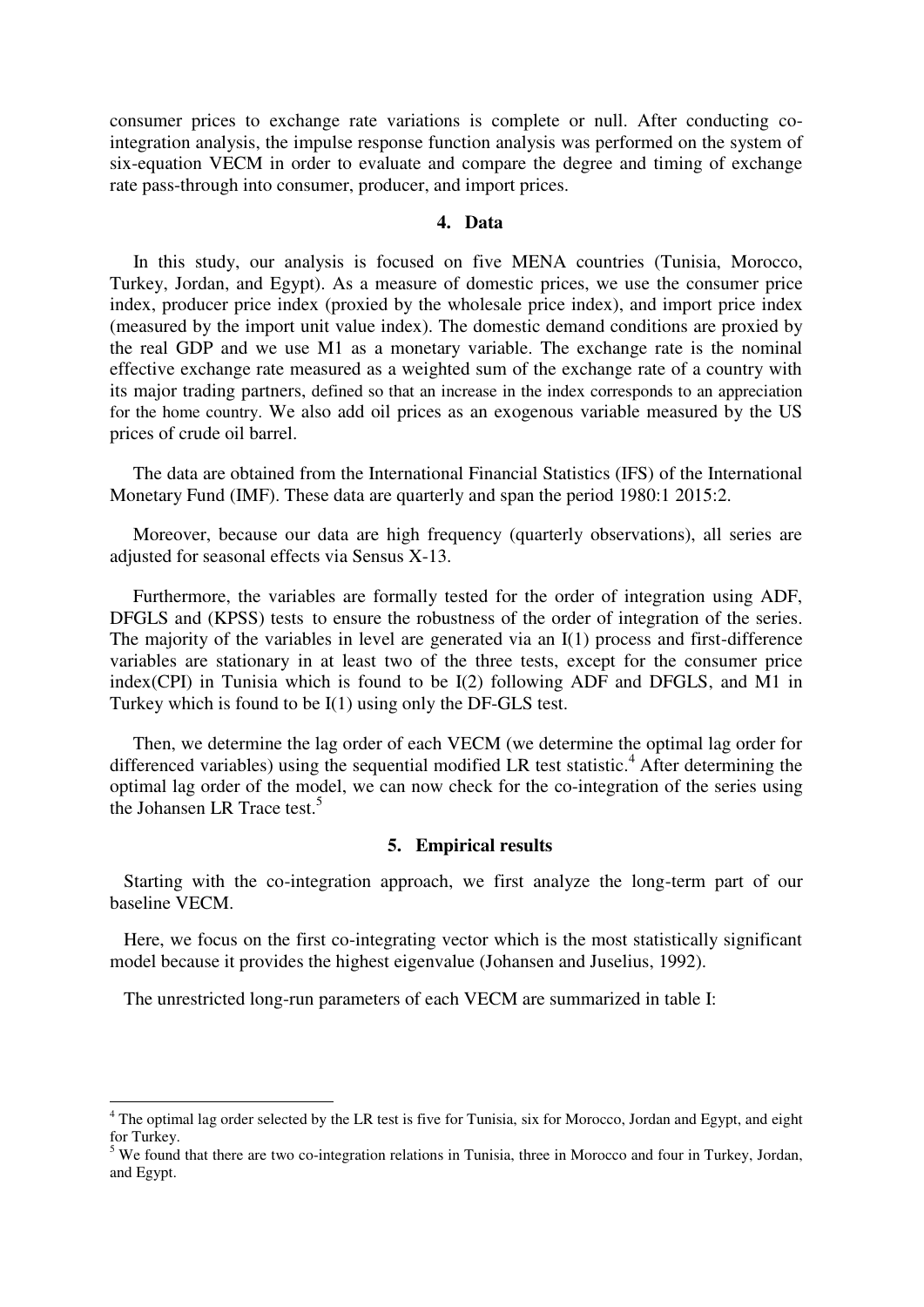consumer prices to exchange rate variations is complete or null. After conducting co-integration analysis, the impulse response function analysis was performed on the system of six-equation VECM in order to evaluate and compare the degree and timing of exchange rate pass-through into consumer, producer, and import prices.

## 4. Data

In this study, our analysis is focused on five MENA countries (Tunisia, Morocco, Turkey, Jordan, and Egypt). As a measure of domestic prices, we use the consumer price index, producer price index (proxied by the wholesale price index), and import price index (measured by the import unit value index). The domestic demand conditions are proxied by the real GDP and we use M1 as a monetary variable. The exchange rate is the nominal effective exchange rate measured as a weighted sum of the exchange rate of a country with its major trading partners, defined so that an increase in the index corresponds to an appreciation for the home country. We also add oil prices as an exogenous variable measured by the US prices of crude oil barrel.

The data are obtained from the International Financial Statistics (IFS) of the International Monetary Fund (IMF). These data are quarterly and span the period 1980:1 2015:2.

Moreover, because our data are high frequency (quarterly observations), all series are adjusted for seasonal effects via Sensus X-13.

Furthermore, the variables are formally tested for the order of integration using ADF, DFGLS and (KPSS) tests to ensure the robustness of the order of integration of the series. The majority of the variables in level are generated via an I(1) process and first-difference variables are stationary in at least two of the three tests, except for the consumer price index(CPI) in Tunisia which is found to be I(2) following ADF and DFGLS, and M1 in Turkey which is found to be I(1) using only the DF-GLS test.

Then, we determine the lag order of each VECM (we determine the optimal lag order for differenced variables) using the sequential modified LR test statistic.[4] After determining the optimal lag order of the model, we can now check for the co-integration of the series using the Johansen LR Trace test.[5]

## 5. Empirical results

Starting with the co-integration approach, we first analyze the long-term part of our baseline VECM.

Here, we focus on the first co-integrating vector which is the most statistically significant model because it provides the highest eigenvalue (Johansen and Juselius, 1992).

The unrestricted long-run parameters of each VECM are summarized in table I:

---

[4] The optimal lag order selected by the LR test is five for Tunisia, six for Morocco, Jordan and Egypt, and eight for Turkey.

[5] We found that there are two co-integration relations in Tunisia, three in Morocco and four in Turkey, Jordan, and Egypt.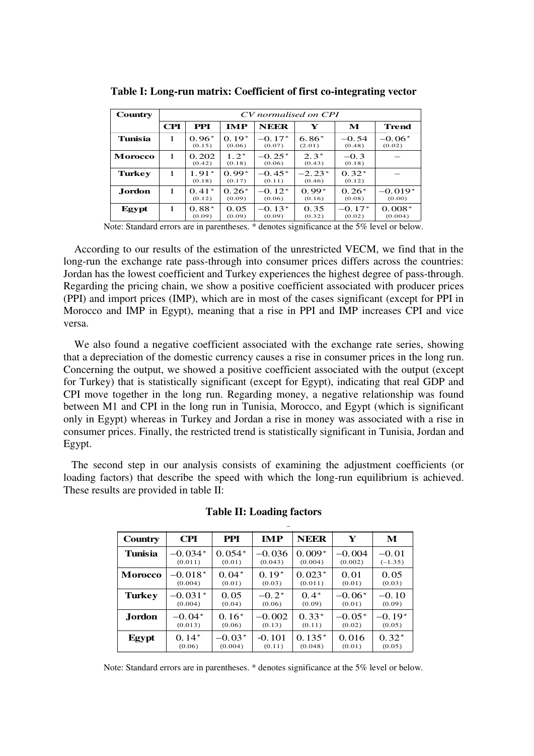**Table I: Long-run matrix: Coefficient of first co-integrating vector**

| Country | *CV normalised on CPI* | | | | | | |
|---|---|---|---|---|---|---|---|
| | **CPI** | **PPI** | **IMP** | **NEER** | **Y** | **M** | **Trend** |
| **Tunisia** | 1 | 0.96* (0.15) | 0.19* (0.06) | −0.17* (0.07) | 6.86* (2.01) | −0.54 (0.48) | −0.06* (0.02) |
| **Morocco** | 1 | 0.202 (0.42) | 1.2* (0.18) | −0.25* (0.06) | 2.3* (0.43) | −0.3 (0.18) | − |
| **Turkey** | 1 | 1.91* (0.18) | 0.99* (0.17) | −0.45* (0.11) | −2.23* (0.46) | 0.32* (0.12) | − |
| **Jordon** | 1 | 0.41* (0.12) | 0.26* (0.09) | −0.12* (0.06) | 0.99* (0.16) | 0.26* (0.08) | −0.019* (0.00) |
| **Egypt** | 1 | 0.88* (0.09) | 0.05 (0.09) | −0.13* (0.09) | 0.35 (0.32) | −0.17* (0.02) | 0.008* (0.004) |

Note: Standard errors are in parentheses. * denotes significance at the 5% level or below.

According to our results of the estimation of the unrestricted VECM, we find that in the long-run the exchange rate pass-through into consumer prices differs across the countries: Jordan has the lowest coefficient and Turkey experiences the highest degree of pass-through. Regarding the pricing chain, we show a positive coefficient associated with producer prices (PPI) and import prices (IMP), which are in most of the cases significant (except for PPI in Morocco and IMP in Egypt), meaning that a rise in PPI and IMP increases CPI and vice versa.

We also found a negative coefficient associated with the exchange rate series, showing that a depreciation of the domestic currency causes a rise in consumer prices in the long run. Concerning the output, we showed a positive coefficient associated with the output (except for Turkey) that is statistically significant (except for Egypt), indicating that real GDP and CPI move together in the long run. Regarding money, a negative relationship was found between M1 and CPI in the long run in Tunisia, Morocco, and Egypt (which is significant only in Egypt) whereas in Turkey and Jordan a rise in money was associated with a rise in consumer prices. Finally, the restricted trend is statistically significant in Tunisia, Jordan and Egypt.

The second step in our analysis consists of examining the adjustment coefficients (or loading factors) that describe the speed with which the long-run equilibrium is achieved. These results are provided in table II:

**Table II: Loading factors**

| Country | CPI | PPI | IMP | NEER | Y | M |
|---|---|---|---|---|---|---|
| **Tunisia** | −0.034* (0.011) | 0.054* (0.01) | −0.036 (0.043) | 0.009* (0.004) | −0.004 (0.002) | −0.01 (−1.35) |
| **Morocco** | −0.018* (0.004) | 0.04* (0.01) | 0.19* (0.03) | 0.023* (0.011) | 0.01 (0.01) | 0.05 (0.03) |
| **Turkey** | −0.031* (0.004) | 0.05 (0.04) | −0.2* (0.06) | 0.4* (0.09) | −0.06* (0.01) | −0.10 (0.09) |
| **Jordon** | −0.04* (0.013) | 0.16* (0.06) | −0.002 (0.13) | 0.33* (0.11) | −0.05* (0.02) | −0.19* (0.05) |
| **Egypt** | 0.14* (0.06) | −0.03* (0.004) | -0.101 (0.11) | 0.135* (0.048) | 0.016 (0.01) | 0.32* (0.05) |

Note: Standard errors are in parentheses. * denotes significance at the 5% level or below.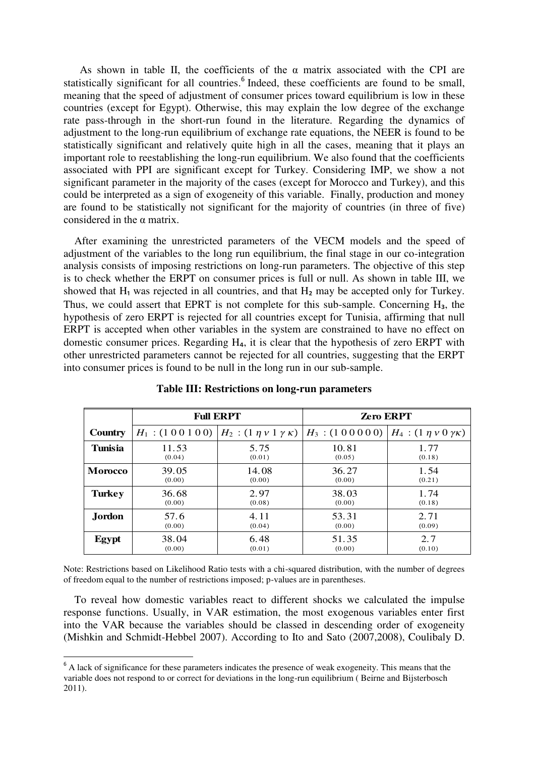As shown in table II, the coefficients of the α matrix associated with the CPI are statistically significant for all countries.[6] Indeed, these coefficients are found to be small, meaning that the speed of adjustment of consumer prices toward equilibrium is low in these countries (except for Egypt). Otherwise, this may explain the low degree of the exchange rate pass-through in the short-run found in the literature. Regarding the dynamics of adjustment to the long-run equilibrium of exchange rate equations, the NEER is found to be statistically significant and relatively quite high in all the cases, meaning that it plays an important role to reestablishing the long-run equilibrium. We also found that the coefficients associated with PPI are significant except for Turkey. Considering IMP, we show a not significant parameter in the majority of the cases (except for Morocco and Turkey), and this could be interpreted as a sign of exogeneity of this variable. Finally, production and money are found to be statistically not significant for the majority of countries (in three of five) considered in the α matrix.

After examining the unrestricted parameters of the VECM models and the speed of adjustment of the variables to the long run equilibrium, the final stage in our co-integration analysis consists of imposing restrictions on long-run parameters. The objective of this step is to check whether the ERPT on consumer prices is full or null. As shown in table III, we showed that $H_1$ was rejected in all countries, and that $H_2$ may be accepted only for Turkey. Thus, we could assert that EPRT is not complete for this sub-sample. Concerning $H_3$, the hypothesis of zero ERPT is rejected for all countries except for Tunisia, affirming that null ERPT is accepted when other variables in the system are constrained to have no effect on domestic consumer prices. Regarding $H_4$, it is clear that the hypothesis of zero ERPT with other unrestricted parameters cannot be rejected for all countries, suggesting that the ERPT into consumer prices is found to be null in the long run in our sub-sample.

**Table III: Restrictions on long-run parameters**

| | **Full ERPT** | | **Zero ERPT** | |
|---|---|---|---|---|
| **Country** | $H_1$ : (1 0 0 1 0 0) | $H_2$ : $(1\ \eta\ \nu\ 1\ \gamma\ \kappa)$ | $H_3$ : (1 0 0 0 0 0) | $H_4$ : $(1\ \eta\ \nu\ 0\ \gamma\kappa)$ |
| **Tunisia** | 11.53 (0.04) | 5.75 (0.01) | 10.81 (0.05) | 1.77 (0.18) |
| **Morocco** | 39.05 (0.00) | 14.08 (0.00) | 36.27 (0.00) | 1.54 (0.21) |
| **Turkey** | 36.68 (0.00) | 2.97 (0.08) | 38.03 (0.00) | 1.74 (0.18) |
| **Jordon** | 57.6 (0.00) | 4.11 (0.04) | 53.31 (0.00) | 2.71 (0.09) |
| **Egypt** | 38.04 (0.00) | 6.48 (0.01) | 51.35 (0.00) | 2.7 (0.10) |

Note: Restrictions based on Likelihood Ratio tests with a chi-squared distribution, with the number of degrees of freedom equal to the number of restrictions imposed; p-values are in parentheses.

To reveal how domestic variables react to different shocks we calculated the impulse response functions. Usually, in VAR estimation, the most exogenous variables enter first into the VAR because the variables should be classed in descending order of exogeneity (Mishkin and Schmidt-Hebbel 2007). According to Ito and Sato (2007,2008), Coulibaly D.

[6] A lack of significance for these parameters indicates the presence of weak exogeneity. This means that the variable does not respond to or correct for deviations in the long-run equilibrium ( Beirne and Bijsterbosch 2011).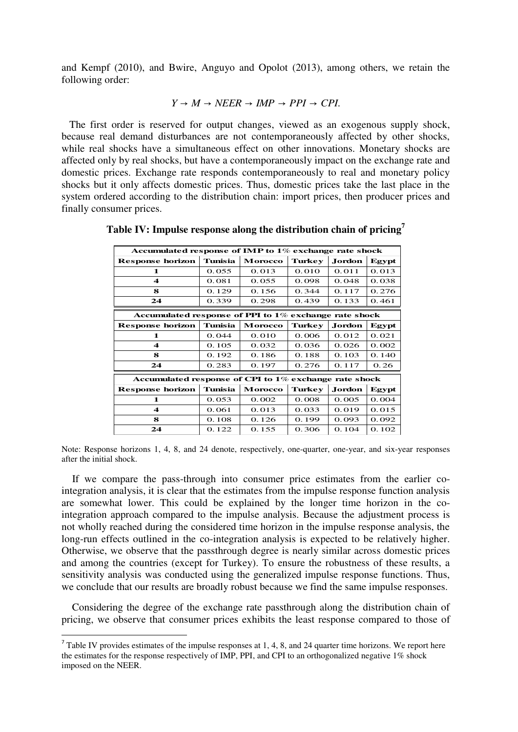and Kempf (2010), and Bwire, Anguyo and Opolot (2013), among others, we retain the following order:

$$Y \rightarrow M \rightarrow NEER \rightarrow IMP \rightarrow PPI \rightarrow CPI.$$

The first order is reserved for output changes, viewed as an exogenous supply shock, because real demand disturbances are not contemporaneously affected by other shocks, while real shocks have a simultaneous effect on other innovations. Monetary shocks are affected only by real shocks, but have a contemporaneously impact on the exchange rate and domestic prices. Exchange rate responds contemporaneously to real and monetary policy shocks but it only affects domestic prices. Thus, domestic prices take the last place in the system ordered according to the distribution chain: import prices, then producer prices and finally consumer prices.

**Table IV: Impulse response along the distribution chain of pricing[7]**

| Accumulated response of IMP to 1% exchange rate shock | | | | | |
|---|---|---|---|---|---|
| **Response horizon** | **Tunisia** | **Morocco** | **Turkey** | **Jordon** | **Egypt** |
| **1** | 0.055 | 0.013 | 0.010 | 0.011 | 0.013 |
| **4** | 0.081 | 0.055 | 0.098 | 0.048 | 0.038 |
| **8** | 0.129 | 0.156 | 0.344 | 0.117 | 0.276 |
| **24** | 0.339 | 0.298 | 0.439 | 0.133 | 0.461 |
| **Accumulated response of PPI to 1% exchange rate shock** | | | | | |
| **Response horizon** | **Tunisia** | **Morocco** | **Turkey** | **Jordon** | **Egypt** |
| **1** | 0.044 | 0.010 | 0.006 | 0.012 | 0.021 |
| **4** | 0.105 | 0.032 | 0.036 | 0.026 | 0.002 |
| **8** | 0.192 | 0.186 | 0.188 | 0.103 | 0.140 |
| **24** | 0.283 | 0.197 | 0.276 | 0.117 | 0.26 |
| **Accumulated response of CPI to 1% exchange rate shock** | | | | | |
| **Response horizon** | **Tunisia** | **Morocco** | **Turkey** | **Jordon** | **Egypt** |
| **1** | 0.053 | 0.002 | 0.008 | 0.005 | 0.004 |
| **4** | 0.061 | 0.013 | 0.033 | 0.019 | 0.015 |
| **8** | 0.108 | 0.126 | 0.199 | 0.093 | 0.092 |
| **24** | 0.122 | 0.155 | 0.306 | 0.104 | 0.102 |

Note: Response horizons 1, 4, 8, and 24 denote, respectively, one-quarter, one-year, and six-year responses after the initial shock.

If we compare the pass-through into consumer price estimates from the earlier co-integration analysis, it is clear that the estimates from the impulse response function analysis are somewhat lower. This could be explained by the longer time horizon in the co-integration approach compared to the impulse analysis. Because the adjustment process is not wholly reached during the considered time horizon in the impulse response analysis, the long-run effects outlined in the co-integration analysis is expected to be relatively higher. Otherwise, we observe that the passthrough degree is nearly similar across domestic prices and among the countries (except for Turkey). To ensure the robustness of these results, a sensitivity analysis was conducted using the generalized impulse response functions. Thus, we conclude that our results are broadly robust because we find the same impulse responses.

Considering the degree of the exchange rate passthrough along the distribution chain of pricing, we observe that consumer prices exhibits the least response compared to those of

[7] Table IV provides estimates of the impulse responses at 1, 4, 8, and 24 quarter time horizons. We report here the estimates for the response respectively of IMP, PPI, and CPI to an orthogonalized negative 1% shock imposed on the NEER.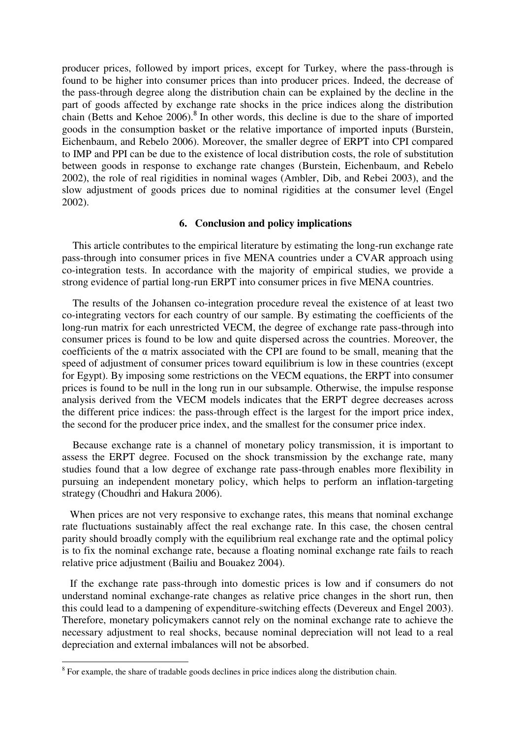producer prices, followed by import prices, except for Turkey, where the pass-through is found to be higher into consumer prices than into producer prices. Indeed, the decrease of the pass-through degree along the distribution chain can be explained by the decline in the part of goods affected by exchange rate shocks in the price indices along the distribution chain (Betts and Kehoe 2006).[8] In other words, this decline is due to the share of imported goods in the consumption basket or the relative importance of imported inputs (Burstein, Eichenbaum, and Rebelo 2006). Moreover, the smaller degree of ERPT into CPI compared to IMP and PPI can be due to the existence of local distribution costs, the role of substitution between goods in response to exchange rate changes (Burstein, Eichenbaum, and Rebelo 2002), the role of real rigidities in nominal wages (Ambler, Dib, and Rebei 2003), and the slow adjustment of goods prices due to nominal rigidities at the consumer level (Engel 2002).

## 6. Conclusion and policy implications

This article contributes to the empirical literature by estimating the long-run exchange rate pass-through into consumer prices in five MENA countries under a CVAR approach using co-integration tests. In accordance with the majority of empirical studies, we provide a strong evidence of partial long-run ERPT into consumer prices in five MENA countries.

The results of the Johansen co-integration procedure reveal the existence of at least two co-integrating vectors for each country of our sample. By estimating the coefficients of the long-run matrix for each unrestricted VECM, the degree of exchange rate pass-through into consumer prices is found to be low and quite dispersed across the countries. Moreover, the coefficients of the $\alpha$ matrix associated with the CPI are found to be small, meaning that the speed of adjustment of consumer prices toward equilibrium is low in these countries (except for Egypt). By imposing some restrictions on the VECM equations, the ERPT into consumer prices is found to be null in the long run in our subsample. Otherwise, the impulse response analysis derived from the VECM models indicates that the ERPT degree decreases across the different price indices: the pass-through effect is the largest for the import price index, the second for the producer price index, and the smallest for the consumer price index.

Because exchange rate is a channel of monetary policy transmission, it is important to assess the ERPT degree. Focused on the shock transmission by the exchange rate, many studies found that a low degree of exchange rate pass-through enables more flexibility in pursuing an independent monetary policy, which helps to perform an inflation-targeting strategy (Choudhri and Hakura 2006).

When prices are not very responsive to exchange rates, this means that nominal exchange rate fluctuations sustainably affect the real exchange rate. In this case, the chosen central parity should broadly comply with the equilibrium real exchange rate and the optimal policy is to fix the nominal exchange rate, because a floating nominal exchange rate fails to reach relative price adjustment (Bailiu and Bouakez 2004).

If the exchange rate pass-through into domestic prices is low and if consumers do not understand nominal exchange-rate changes as relative price changes in the short run, then this could lead to a dampening of expenditure-switching effects (Devereux and Engel 2003). Therefore, monetary policymakers cannot rely on the nominal exchange rate to achieve the necessary adjustment to real shocks, because nominal depreciation will not lead to a real depreciation and external imbalances will not be absorbed.

[8] For example, the share of tradable goods declines in price indices along the distribution chain.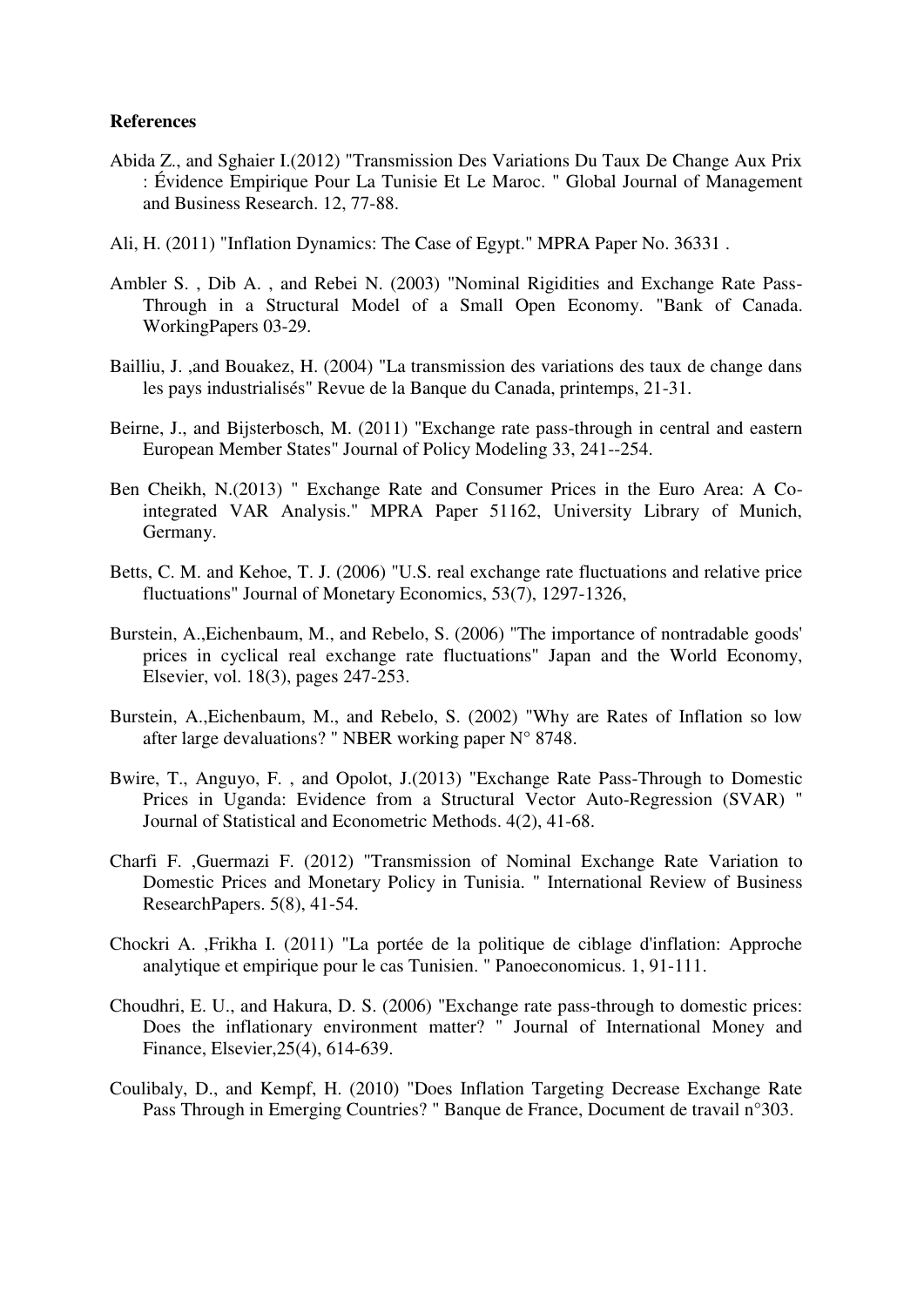**References**

Abida Z., and Sghaier I.(2012) "Transmission Des Variations Du Taux De Change Aux Prix : Évidence Empirique Pour La Tunisie Et Le Maroc. " Global Journal of Management and Business Research. 12, 77-88.

Ali, H. (2011) "Inflation Dynamics: The Case of Egypt." MPRA Paper No. 36331 .

Ambler S. , Dib A. , and Rebei N. (2003) "Nominal Rigidities and Exchange Rate Pass-Through in a Structural Model of a Small Open Economy. "Bank of Canada. WorkingPapers 03-29.

Bailliu, J. ,and Bouakez, H. (2004) "La transmission des variations des taux de change dans les pays industrialisés" Revue de la Banque du Canada, printemps, 21-31.

Beirne, J., and Bijsterbosch, M. (2011) "Exchange rate pass-through in central and eastern European Member States" Journal of Policy Modeling 33, 241--254.

Ben Cheikh, N.(2013) " Exchange Rate and Consumer Prices in the Euro Area: A Co-integrated VAR Analysis." MPRA Paper 51162, University Library of Munich, Germany.

Betts, C. M. and Kehoe, T. J. (2006) "U.S. real exchange rate fluctuations and relative price fluctuations" Journal of Monetary Economics, 53(7), 1297-1326,

Burstein, A.,Eichenbaum, M., and Rebelo, S. (2006) "The importance of nontradable goods' prices in cyclical real exchange rate fluctuations" Japan and the World Economy, Elsevier, vol. 18(3), pages 247-253.

Burstein, A.,Eichenbaum, M., and Rebelo, S. (2002) "Why are Rates of Inflation so low after large devaluations? " NBER working paper N° 8748.

Bwire, T., Anguyo, F. , and Opolot, J.(2013) "Exchange Rate Pass-Through to Domestic Prices in Uganda: Evidence from a Structural Vector Auto-Regression (SVAR) " Journal of Statistical and Econometric Methods. 4(2), 41-68.

Charfi F. ,Guermazi F. (2012) "Transmission of Nominal Exchange Rate Variation to Domestic Prices and Monetary Policy in Tunisia. " International Review of Business ResearchPapers. 5(8), 41-54.

Chockri A. ,Frikha I. (2011) "La portée de la politique de ciblage d'inflation: Approche analytique et empirique pour le cas Tunisien. " Panoeconomicus. 1, 91-111.

Choudhri, E. U., and Hakura, D. S. (2006) "Exchange rate pass-through to domestic prices: Does the inflationary environment matter? " Journal of International Money and Finance, Elsevier,25(4), 614-639.

Coulibaly, D., and Kempf, H. (2010) "Does Inflation Targeting Decrease Exchange Rate Pass Through in Emerging Countries? " Banque de France, Document de travail n°303.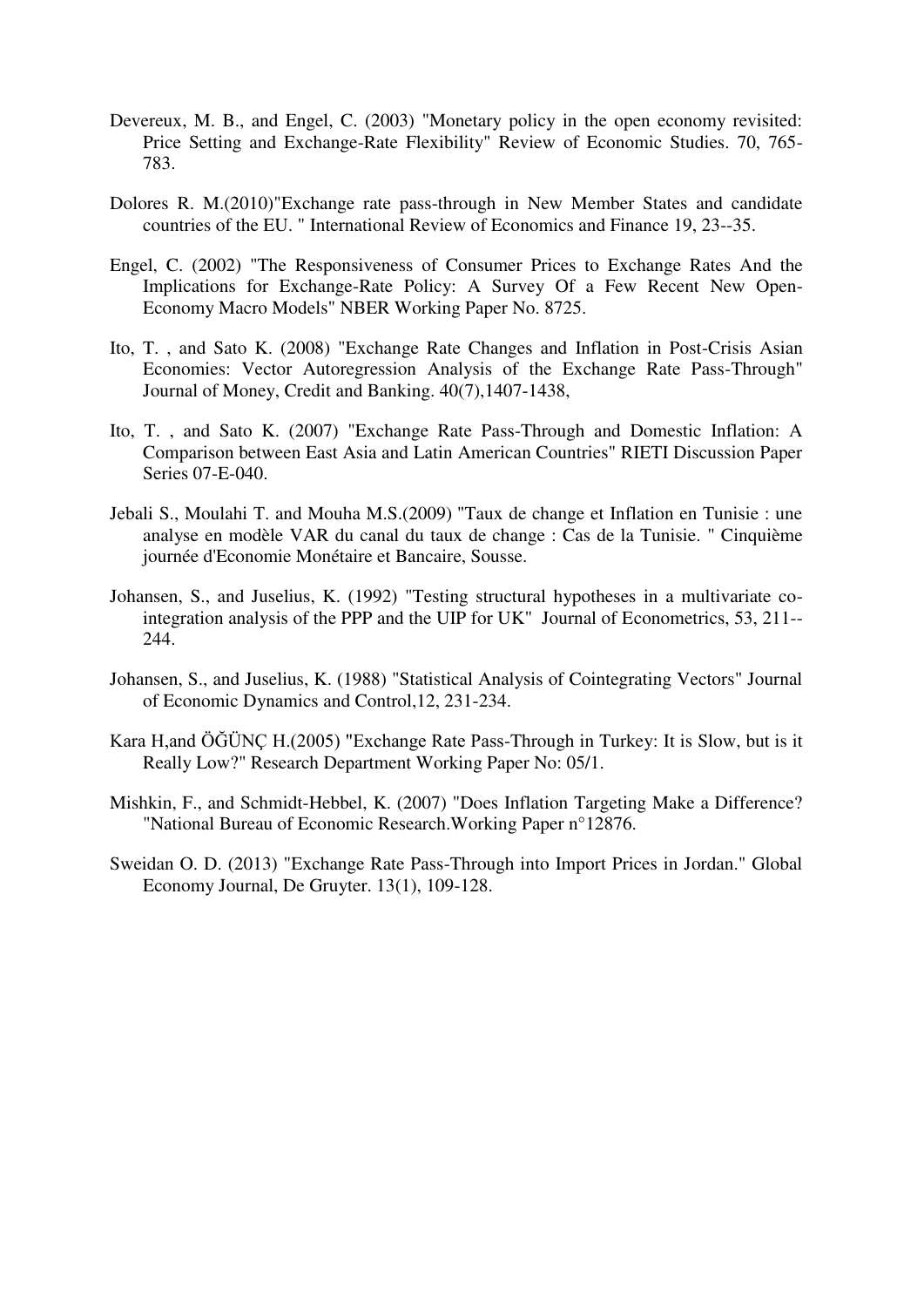Devereux, M. B., and Engel, C. (2003) "Monetary policy in the open economy revisited: Price Setting and Exchange-Rate Flexibility" Review of Economic Studies. 70, 765-783.

Dolores R. M.(2010)"Exchange rate pass-through in New Member States and candidate countries of the EU. " International Review of Economics and Finance 19, 23--35.

Engel, C. (2002) "The Responsiveness of Consumer Prices to Exchange Rates And the Implications for Exchange-Rate Policy: A Survey Of a Few Recent New Open-Economy Macro Models" NBER Working Paper No. 8725.

Ito, T. , and Sato K. (2008) "Exchange Rate Changes and Inflation in Post-Crisis Asian Economies: Vector Autoregression Analysis of the Exchange Rate Pass-Through" Journal of Money, Credit and Banking. 40(7),1407-1438,

Ito, T. , and Sato K. (2007) "Exchange Rate Pass-Through and Domestic Inflation: A Comparison between East Asia and Latin American Countries" RIETI Discussion Paper Series 07-E-040.

Jebali S., Moulahi T. and Mouha M.S.(2009) "Taux de change et Inflation en Tunisie : une analyse en modèle VAR du canal du taux de change : Cas de la Tunisie. " Cinquième journée d'Economie Monétaire et Bancaire, Sousse.

Johansen, S., and Juselius, K. (1992) "Testing structural hypotheses in a multivariate co-integration analysis of the PPP and the UIP for UK" Journal of Econometrics, 53, 211--244.

Johansen, S., and Juselius, K. (1988) "Statistical Analysis of Cointegrating Vectors" Journal of Economic Dynamics and Control,12, 231-234.

Kara H,and ÖĞÜNÇ H.(2005) "Exchange Rate Pass-Through in Turkey: It is Slow, but is it Really Low?" Research Department Working Paper No: 05/1.

Mishkin, F., and Schmidt-Hebbel, K. (2007) "Does Inflation Targeting Make a Difference? "National Bureau of Economic Research.Working Paper n°12876.

Sweidan O. D. (2013) "Exchange Rate Pass-Through into Import Prices in Jordan." Global Economy Journal, De Gruyter. 13(1), 109-128.